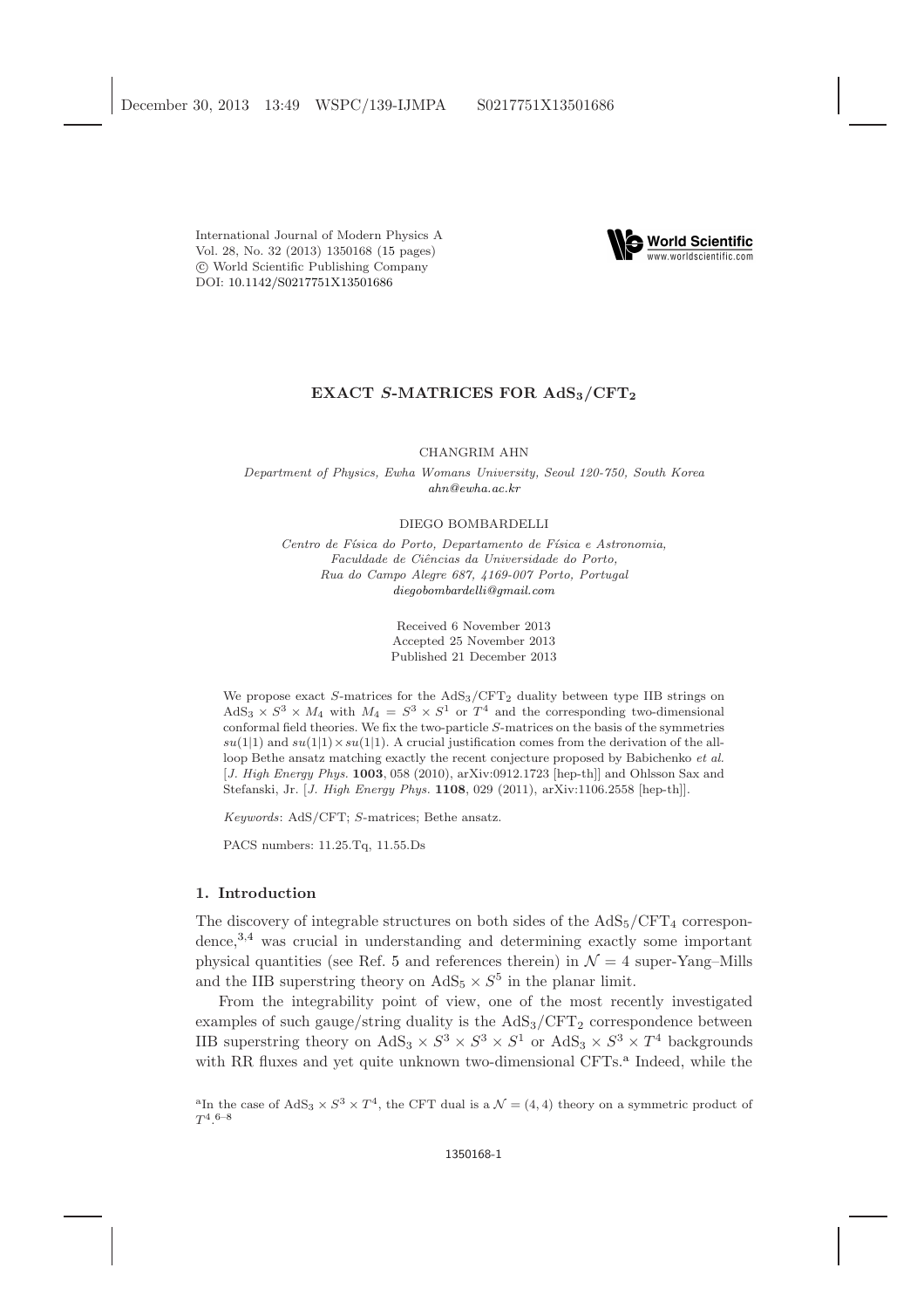International Journal of Modern Physics A
Vol. 28, No. 32 (2013) 1350168 (15 pages)
© World Scientific Publishing Company
DOI: 10.1142/S0217751X13501686

# EXACT $S$-MATRICES FOR $\mathrm{AdS}_3/\mathrm{CFT}_2$

CHANGRIM AHN

*Department of Physics, Ewha Womans University, Seoul 120-750, South Korea*
*ahn@ewha.ac.kr*

DIEGO BOMBARDELLI

*Centro de Física do Porto, Departamento de Física e Astronomia,*
*Faculdade de Ciências da Universidade do Porto,*
*Rua do Campo Alegre 687, 4169-007 Porto, Portugal*
*diegobombardelli@gmail.com*

Received 6 November 2013
Accepted 25 November 2013
Published 21 December 2013

We propose exact $S$-matrices for the $\mathrm{AdS}_3/\mathrm{CFT}_2$ duality between type IIB strings on $\mathrm{AdS}_3 \times S^3 \times M_4$ with $M_4 = S^3 \times S^1$ or $T^4$ and the corresponding two-dimensional conformal field theories. We fix the two-particle $S$-matrices on the basis of the symmetries $su(1|1)$ and $su(1|1) \times su(1|1)$. A crucial justification comes from the derivation of the all-loop Bethe ansatz matching exactly the recent conjecture proposed by Babichenko *et al.* [*J. High Energy Phys.* **1003**, 058 (2010), arXiv:0912.1723 [hep-th]] and Ohlsson Sax and Stefanski, Jr. [*J. High Energy Phys.* **1108**, 029 (2011), arXiv:1106.2558 [hep-th]].

*Keywords*: AdS/CFT; $S$-matrices; Bethe ansatz.

PACS numbers: 11.25.Tq, 11.55.Ds

## 1. Introduction

The discovery of integrable structures on both sides of the $\mathrm{AdS}_5/\mathrm{CFT}_4$ correspondence,[3,4] was crucial in understanding and determining exactly some important physical quantities (see Ref. 5 and references therein) in $\mathcal{N} = 4$ super-Yang–Mills and the IIB superstring theory on $\mathrm{AdS}_5 \times S^5$ in the planar limit.

From the integrability point of view, one of the most recently investigated examples of such gauge/string duality is the $\mathrm{AdS}_3/\mathrm{CFT}_2$ correspondence between IIB superstring theory on $\mathrm{AdS}_3 \times S^3 \times S^3 \times S^1$ or $\mathrm{AdS}_3 \times S^3 \times T^4$ backgrounds with RR fluxes and yet quite unknown two-dimensional CFTs.[a] Indeed, while the

[a] In the case of $\mathrm{AdS}_3 \times S^3 \times T^4$, the CFT dual is a $\mathcal{N} = (4, 4)$ theory on a symmetric product of $T^4$.[6–8]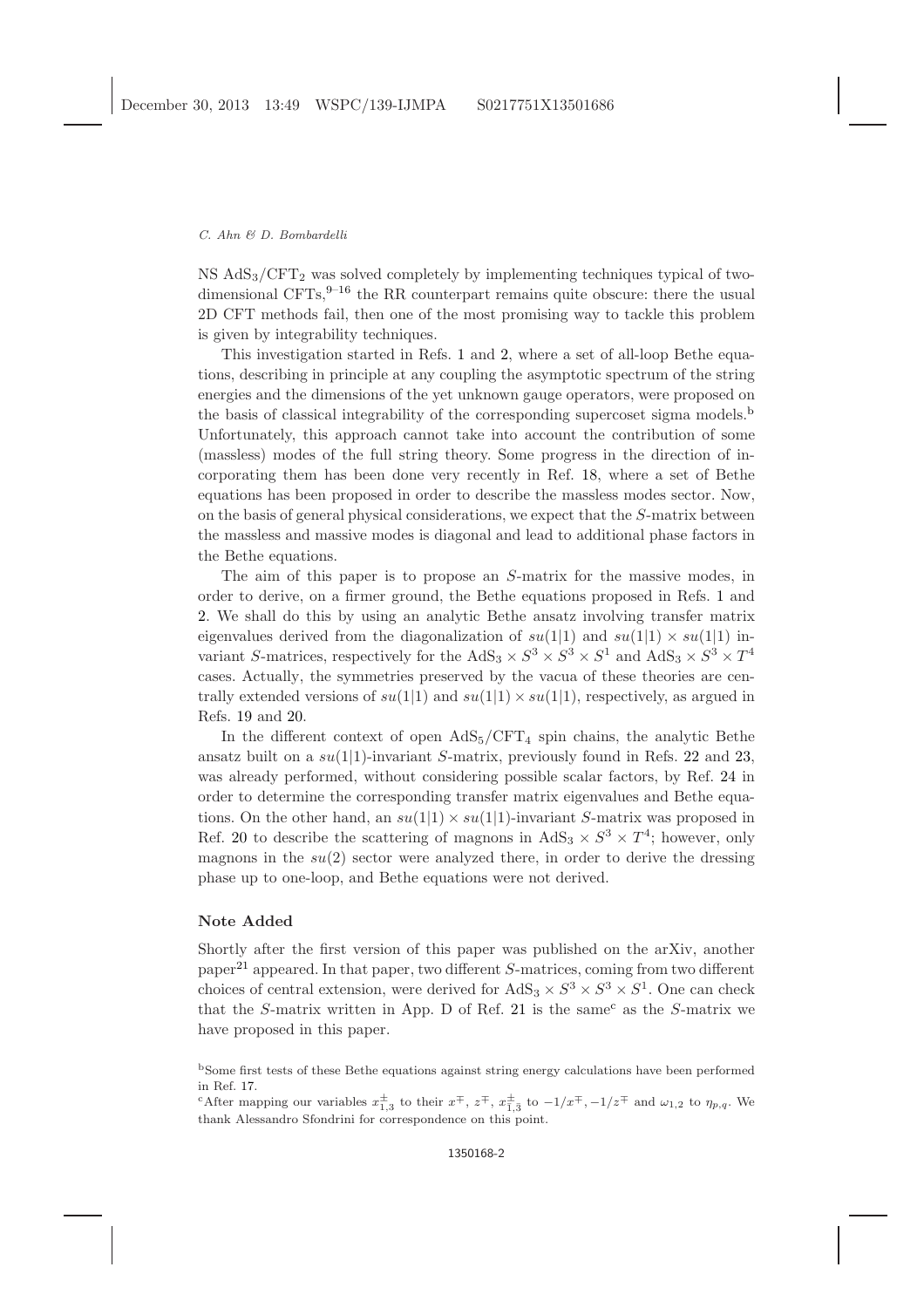NS $\mathrm{AdS}_3/\mathrm{CFT}_2$ was solved completely by implementing techniques typical of two-dimensional CFTs,[9–16] the RR counterpart remains quite obscure: there the usual 2D CFT methods fail, then one of the most promising way to tackle this problem is given by integrability techniques.

This investigation started in Refs. 1 and 2, where a set of all-loop Bethe equations, describing in principle at any coupling the asymptotic spectrum of the string energies and the dimensions of the yet unknown gauge operators, were proposed on the basis of classical integrability of the corresponding supercoset sigma models.[b] Unfortunately, this approach cannot take into account the contribution of some (massless) modes of the full string theory. Some progress in the direction of incorporating them has been done very recently in Ref. 18, where a set of Bethe equations has been proposed in order to describe the massless modes sector. Now, on the basis of general physical considerations, we expect that the $S$-matrix between the massless and massive modes is diagonal and lead to additional phase factors in the Bethe equations.

The aim of this paper is to propose an $S$-matrix for the massive modes, in order to derive, on a firmer ground, the Bethe equations proposed in Refs. 1 and 2. We shall do this by using an analytic Bethe ansatz involving transfer matrix eigenvalues derived from the diagonalization of $su(1|1)$ and $su(1|1) \times su(1|1)$ invariant $S$-matrices, respectively for the $\mathrm{AdS}_3 \times S^3 \times S^3 \times S^1$ and $\mathrm{AdS}_3 \times S^3 \times T^4$ cases. Actually, the symmetries preserved by the vacua of these theories are centrally extended versions of $su(1|1)$ and $su(1|1) \times su(1|1)$, respectively, as argued in Refs. 19 and 20.

In the different context of open $\mathrm{AdS}_5/\mathrm{CFT}_4$ spin chains, the analytic Bethe ansatz built on a $su(1|1)$-invariant $S$-matrix, previously found in Refs. 22 and 23, was already performed, without considering possible scalar factors, by Ref. 24 in order to determine the corresponding transfer matrix eigenvalues and Bethe equations. On the other hand, an $su(1|1) \times su(1|1)$-invariant $S$-matrix was proposed in Ref. 20 to describe the scattering of magnons in $\mathrm{AdS}_3 \times S^3 \times T^4$; however, only magnons in the $su(2)$ sector were analyzed there, in order to derive the dressing phase up to one-loop, and Bethe equations were not derived.

### Note Added

Shortly after the first version of this paper was published on the arXiv, another paper[21] appeared. In that paper, two different $S$-matrices, coming from two different choices of central extension, were derived for $\mathrm{AdS}_3 \times S^3 \times S^3 \times S^1$. One can check that the $S$-matrix written in App. D of Ref. 21 is the same[c] as the $S$-matrix we have proposed in this paper.

[b] Some first tests of these Bethe equations against string energy calculations have been performed in Ref. 17.

[c] After mapping our variables $x^{\pm}_{1,3}$ to their $x^{\mp}$, $z^{\mp}$, $x^{\pm}_{\bar{1},\bar{3}}$ to $-1/x^{\mp}, -1/z^{\mp}$ and $\omega_{1,2}$ to $\eta_{p,q}$. We thank Alessandro Sfondrini for correspondence on this point.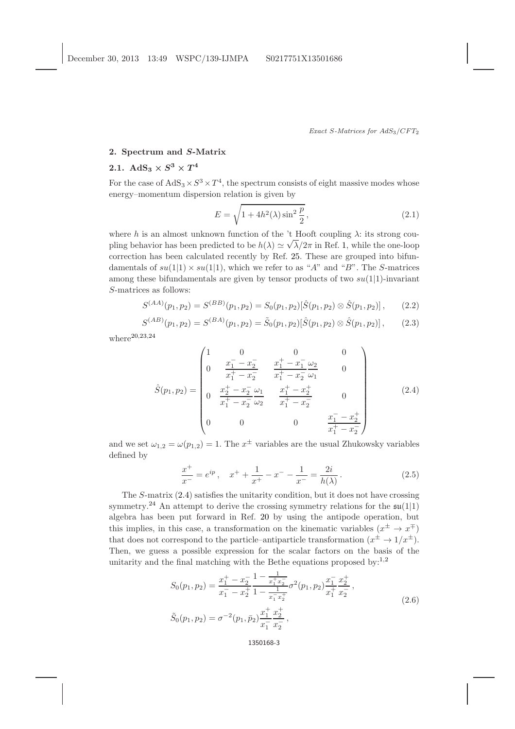## 2. Spectrum and $S$-Matrix

### 2.1. $\mathbf{AdS_3 \times S^3 \times T^4}$

For the case of $\mathrm{AdS}_3 \times S^3 \times T^4$, the spectrum consists of eight massive modes whose energy–momentum dispersion relation is given by

$$E = \sqrt{1 + 4h^2(\lambda)\sin^2\frac{p}{2}}\,, \tag{2.1}$$

where $h$ is an almost unknown function of the 't Hooft coupling $\lambda$: its strong coupling behavior has been predicted to be $h(\lambda) \simeq \sqrt{\lambda}/2\pi$ in Ref. 1, while the one-loop correction has been calculated recently by Ref. 25. These are grouped into bifundamentals of $su(1|1) \times su(1|1)$, which we refer to as "$A$" and "$B$". The $S$-matrices among these bifundamentals are given by tensor products of two $su(1|1)$-invariant $S$-matrices as follows:

$$S^{(AA)}(p_1, p_2) = S^{(BB)}(p_1, p_2) = S_0(p_1, p_2)[\hat{S}(p_1, p_2) \otimes \hat{S}(p_1, p_2)]\,, \tag{2.2}$$

$$S^{(AB)}(p_1, p_2) = S^{(BA)}(p_1, p_2) = \tilde{S}_0(p_1, p_2)[\hat{S}(p_1, p_2) \otimes \hat{S}(p_1, p_2)]\,, \tag{2.3}$$

where[20,23,24]

$$\hat{S}(p_1, p_2) = \begin{pmatrix} 1 & 0 & 0 & 0 \\ 0 & \dfrac{x_1^- - x_2^-}{x_1^+ - x_2^-} & \dfrac{x_1^+ - x_1^-}{x_1^+ - x_2^-}\dfrac{\omega_2}{\omega_1} & 0 \\ 0 & \dfrac{x_2^+ - x_2^-}{x_1^+ - x_2^-}\dfrac{\omega_1}{\omega_2} & \dfrac{x_1^+ - x_2^+}{x_1^+ - x_2^-} & 0 \\ 0 & 0 & 0 & \dfrac{x_1^- - x_2^+}{x_1^+ - x_2^-} \end{pmatrix} \tag{2.4}$$

and we set $\omega_{1,2} = \omega(p_{1,2}) = 1$. The $x^\pm$ variables are the usual Zhukowsky variables defined by

$$\frac{x^+}{x^-} = e^{ip}\,, \quad x^+ + \frac{1}{x^+} - x^- - \frac{1}{x^-} = \frac{2i}{h(\lambda)}\,. \tag{2.5}$$

The $S$-matrix (2.4) satisfies the unitarity condition, but it does not have crossing symmetry.[24] An attempt to derive the crossing symmetry relations for the $\mathfrak{su}(1|1)$ algebra has been put forward in Ref. 20 by using the antipode operation, but this implies, in this case, a transformation on the kinematic variables ($x^\pm \to x^\mp$) that does not correspond to the particle–antiparticle transformation ($x^\pm \to 1/x^\pm$). Then, we guess a possible expression for the scalar factors on the basis of the unitarity and the final matching with the Bethe equations proposed by:[1,2]

$$\begin{aligned} S_0(p_1, p_2) &= \frac{x_1^+ - x_2^-}{x_1^- - x_2^+}\frac{1 - \frac{1}{x_1^+ x_2^-}}{1 - \frac{1}{x_1^- x_2^+}}\sigma^2(p_1, p_2)\frac{x_1^-}{x_1^+}\frac{x_2^+}{x_2^-}\,, \\ \tilde{S}_0(p_1, p_2) &= \sigma^{-2}(p_1, \bar{p}_2)\frac{x_1^+}{x_1^-}\frac{x_2^+}{x_2^-}\,, \end{aligned} \tag{2.6}$$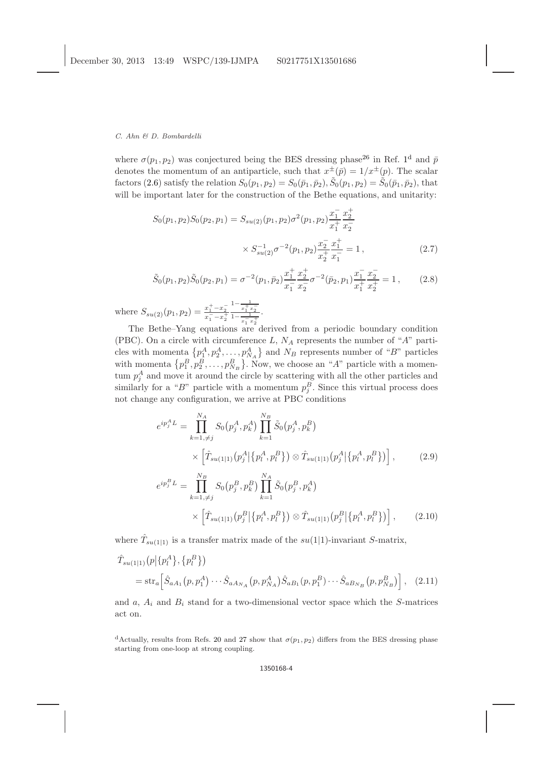where $\sigma(p_1, p_2)$ was conjectured being the BES dressing phase[26] in Ref. 1[d] and $\bar{p}$ denotes the momentum of an antiparticle, such that $x^{\pm}(\bar{p}) = 1/x^{\pm}(p)$. The scalar factors (2.6) satisfy the relation $S_0(p_1, p_2) = S_0(\bar{p}_1, \bar{p}_2), \tilde{S}_0(p_1, p_2) = \tilde{S}_0(\bar{p}_1, \bar{p}_2)$, that will be important later for the construction of the Bethe equations, and unitarity:

$$
\begin{aligned}
S_0(p_1, p_2) S_0(p_2, p_1) &= S_{su(2)}(p_1, p_2) \sigma^2(p_1, p_2) \frac{x_1^-}{x_1^+} \frac{x_2^+}{x_2^-} \\
&\quad \times S_{su(2)}^{-1} \sigma^{-2}(p_1, p_2) \frac{x_2^-}{x_2^+} \frac{x_1^+}{x_1^-} = 1 \,, \qquad (2.7)
\end{aligned}
$$

$$
\tilde{S}_0(p_1, p_2) \tilde{S}_0(p_2, p_1) = \sigma^{-2}(p_1, \bar{p}_2) \frac{x_1^+}{x_1^-} \frac{x_2^+}{x_2^-} \sigma^{-2}(\bar{p}_2, p_1) \frac{x_1^-}{x_1^+} \frac{x_2^-}{x_2^+} = 1 \,, \qquad (2.8)
$$

where $S_{su(2)}(p_1, p_2) = \frac{x_1^+ - x_2^-}{x_1^- - x_2^+} \frac{1 - \frac{1}{x_1^+ x_2^-}}{1 - \frac{1}{x_1^- x_2^+}}$.

The Bethe–Yang equations are derived from a periodic boundary condition (PBC). On a circle with circumference $L$, $N_A$ represents the number of "$A$" particles with momenta $\{p_1^A, p_2^A, \ldots, p_{N_A}^A\}$ and $N_B$ represents number of "$B$" particles with momenta $\{p_1^B, p_2^B, \ldots, p_{N_B}^B\}$. Now, we choose an "$A$" particle with a momentum $p_j^A$ and move it around the circle by scattering with all the other particles and similarly for a "$B$" particle with a momentum $p_j^B$. Since this virtual process does not change any configuration, we arrive at PBC conditions

$$
\begin{aligned}
e^{ip_j^A L} &= \prod_{k=1, \neq j}^{N_A} S_0(p_j^A, p_k^A) \prod_{k=1}^{N_B} \tilde{S}_0(p_j^A, p_k^B) \\
&\quad \times \left[ \hat{T}_{su(1|1)}(p_j^A | \{p_l^A, p_l^B\}) \otimes \hat{T}_{su(1|1)}(p_j^A | \{p_l^A, p_l^B\}) \right], \qquad (2.9) \\
e^{ip_j^B L} &= \prod_{k=1, \neq j}^{N_B} S_0(p_j^B, p_k^B) \prod_{k=1}^{N_A} \tilde{S}_0(p_j^B, p_k^A) \\
&\quad \times \left[ \hat{T}_{su(1|1)}(p_j^B | \{p_l^A, p_l^B\}) \otimes \hat{T}_{su(1|1)}(p_j^B | \{p_l^A, p_l^B\}) \right], \qquad (2.10)
\end{aligned}
$$

where $\hat{T}_{su(1|1)}$ is a transfer matrix made of the $su(1|1)$-invariant $S$-matrix,

$$
\begin{aligned}
&\hat{T}_{su(1|1)}(p | \{p_l^A\}, \{p_l^B\}) \\
&= \mathrm{str}_a \left[ \hat{S}_{aA_1}(p, p_1^A) \cdots \hat{S}_{aA_{N_A}}(p, p_{N_A}^A) \hat{S}_{aB_1}(p, p_1^B) \cdots \hat{S}_{aB_{N_B}}(p, p_{N_B}^B) \right], \quad (2.11)
\end{aligned}
$$

and $a$, $A_i$ and $B_i$ stand for a two-dimensional vector space which the $S$-matrices act on.

[d]Actually, results from Refs. 20 and 27 show that $\sigma(p_1, p_2)$ differs from the BES dressing phase starting from one-loop at strong coupling.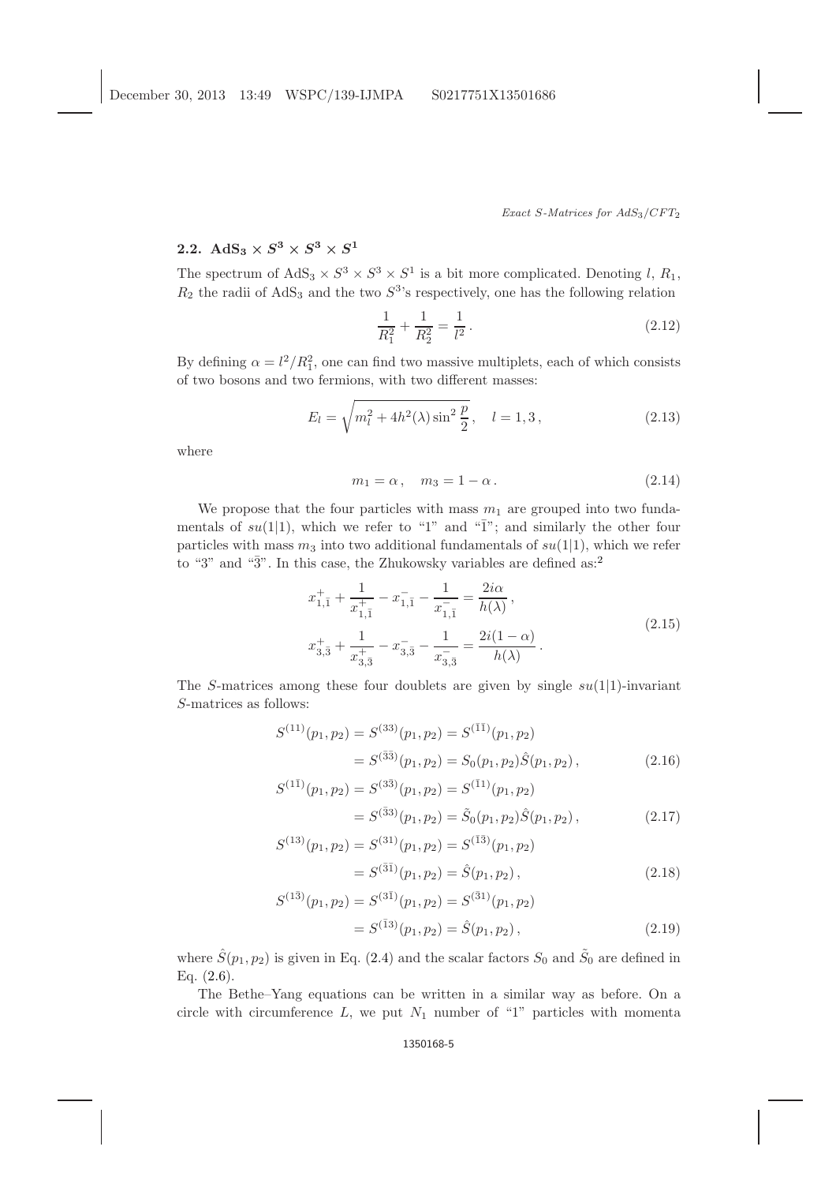### 2.2. $\mathrm{AdS_3} \times S^3 \times S^3 \times S^1$

The spectrum of $\mathrm{AdS}_3 \times S^3 \times S^3 \times S^1$ is a bit more complicated. Denoting $l$, $R_1$, $R_2$ the radii of $\mathrm{AdS}_3$ and the two $S^3$'s respectively, one has the following relation

$$\frac{1}{R_1^2} + \frac{1}{R_2^2} = \frac{1}{l^2}\,. \tag{2.12}$$

By defining $\alpha = l^2/R_1^2$, one can find two massive multiplets, each of which consists of two bosons and two fermions, with two different masses:

$$E_l = \sqrt{m_l^2 + 4h^2(\lambda)\sin^2\frac{p}{2}}\,, \quad l = 1, 3\,, \tag{2.13}$$

where

$$m_1 = \alpha\,, \quad m_3 = 1 - \alpha\,. \tag{2.14}$$

We propose that the four particles with mass $m_1$ are grouped into two fundamentals of $su(1|1)$, which we refer to "1" and "$\bar{1}$"; and similarly the other four particles with mass $m_3$ into two additional fundamentals of $su(1|1)$, which we refer to "3" and "$\bar{3}$". In this case, the Zhukowsky variables are defined as:[2]

$$\begin{aligned}
&x^+_{1,\bar{1}} + \frac{1}{x^+_{1,\bar{1}}} - x^-_{1,\bar{1}} - \frac{1}{x^-_{1,\bar{1}}} = \frac{2i\alpha}{h(\lambda)}\,,\\
&x^+_{3,\bar{3}} + \frac{1}{x^+_{3,\bar{3}}} - x^-_{3,\bar{3}} - \frac{1}{x^-_{3,\bar{3}}} = \frac{2i(1-\alpha)}{h(\lambda)}\,.
\end{aligned} \tag{2.15}$$

The $S$-matrices among these four doublets are given by single $su(1|1)$-invariant $S$-matrices as follows:

$$\begin{aligned}
S^{(11)}(p_1,p_2) &= S^{(33)}(p_1,p_2) = S^{(\bar{1}\bar{1})}(p_1,p_2)\\
&= S^{(\bar{3}\bar{3})}(p_1,p_2) = S_0(p_1,p_2)\hat{S}(p_1,p_2)\,,
\end{aligned} \tag{2.16}$$

$$\begin{aligned}
S^{(1\bar{1})}(p_1,p_2) &= S^{(3\bar{3})}(p_1,p_2) = S^{(\bar{1}1)}(p_1,p_2)\\
&= S^{(\bar{3}3)}(p_1,p_2) = \tilde{S}_0(p_1,p_2)\hat{S}(p_1,p_2)\,,
\end{aligned} \tag{2.17}$$

$$\begin{aligned}
S^{(13)}(p_1,p_2) &= S^{(31)}(p_1,p_2) = S^{(\bar{1}\bar{3})}(p_1,p_2)\\
&= S^{(\bar{3}\bar{1})}(p_1,p_2) = \hat{S}(p_1,p_2)\,,
\end{aligned} \tag{2.18}$$

$$\begin{aligned}
S^{(1\bar{3})}(p_1,p_2) &= S^{(3\bar{1})}(p_1,p_2) = S^{(\bar{3}1)}(p_1,p_2)\\
&= S^{(\bar{1}3)}(p_1,p_2) = \hat{S}(p_1,p_2)\,,
\end{aligned} \tag{2.19}$$

where $\hat{S}(p_1,p_2)$ is given in Eq. (2.4) and the scalar factors $S_0$ and $\tilde{S}_0$ are defined in Eq. (2.6).

The Bethe–Yang equations can be written in a similar way as before. On a circle with circumference $L$, we put $N_1$ number of "1" particles with momenta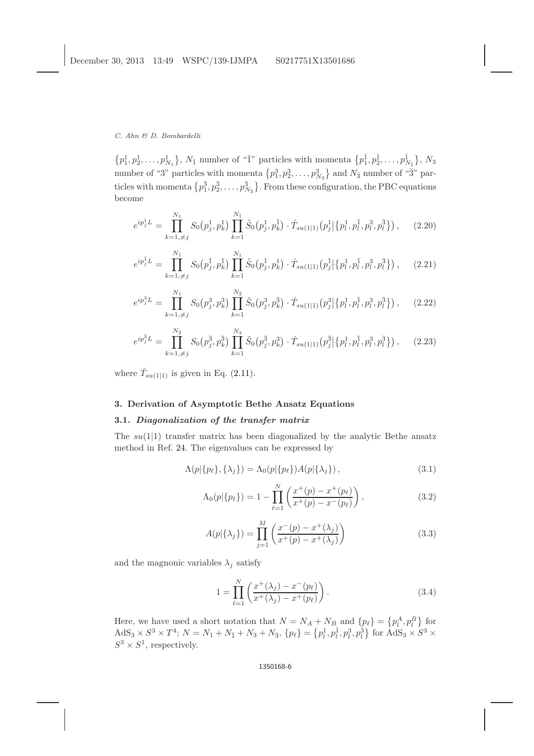$\{p_1^1, p_2^1, \ldots, p_{N_1}^1\}$, $N_{\bar{1}}$ number of "$\bar{1}$" particles with momenta $\{p_1^{\bar{1}}, p_2^{\bar{1}}, \ldots, p_{N_{\bar{1}}}^{\bar{1}}\}$, $N_3$ number of "3" particles with momenta $\{p_1^3, p_2^3, \ldots, p_{N_3}^3\}$ and $N_{\bar{3}}$ number of "$\bar{3}$" particles with momenta $\{p_1^{\bar{3}}, p_2^{\bar{3}}, \ldots, p_{N_{\bar{3}}}^{\bar{3}}\}$. From these configuration, the PBC equations become

$$e^{ip_j^1 L} = \prod_{k=1,\neq j}^{N_1} S_0(p_j^1, p_k^1) \prod_{k=1}^{N_{\bar{1}}} \tilde{S}_0(p_j^1, p_k^{\bar{1}}) \cdot \hat{T}_{su(1|1)}(p_j^1 | \{p_l^1, p_l^{\bar{1}}, p_l^3, p_l^{\bar{3}}\}) \,, \tag{2.20}$$

$$e^{ip_j^{\bar{1}} L} = \prod_{k=1,\neq j}^{N_{\bar{1}}} S_0(p_j^{\bar{1}}, p_k^{\bar{1}}) \prod_{k=1}^{N_1} \tilde{S}_0(p_j^{\bar{1}}, p_k^1) \cdot \hat{T}_{su(1|1)}(p_j^{\bar{1}} | \{p_l^1, p_l^{\bar{1}}, p_l^3, p_l^{\bar{3}}\}) \,, \tag{2.21}$$

$$e^{ip_j^3 L} = \prod_{k=1,\neq j}^{N_1} S_0(p_j^3, p_k^3) \prod_{k=1}^{N_{\bar{3}}} \tilde{S}_0(p_j^3, p_k^{\bar{3}}) \cdot \hat{T}_{su(1|1)}(p_j^3 | \{p_l^1, p_l^{\bar{1}}, p_l^3, p_l^{\bar{3}}\}) \,, \tag{2.22}$$

$$e^{ip_j^{\bar{3}} L} = \prod_{k=1,\neq j}^{N_{\bar{3}}} S_0(p_j^{\bar{3}}, p_k^{\bar{3}}) \prod_{k=1}^{N_3} \tilde{S}_0(p_j^{\bar{3}}, p_k^3) \cdot \hat{T}_{su(1|1)}(p_j^{\bar{3}} | \{p_l^1, p_l^{\bar{1}}, p_l^3, p_l^{\bar{3}}\}) \,, \tag{2.23}$$

where $\hat{T}_{su(1|1)}$ is given in Eq. (2.11).

## 3. Derivation of Asymptotic Bethe Ansatz Equations

### 3.1. *Diagonalization of the transfer matrix*

The $su(1|1)$ transfer matrix has been diagonalized by the analytic Bethe ansatz method in Ref. 24. The eigenvalues can be expressed by

$$\Lambda(p|\{p_\ell\}, \{\lambda_j\}) = \Lambda_0(p|\{p_\ell\}) A(p|\{\lambda_j\}) \,, \tag{3.1}$$

$$\Lambda_0(p|\{p_\ell\}) = 1 - \prod_{\ell=1}^{N} \left( \frac{x^+(p) - x^+(p_\ell)}{x^+(p) - x^-(p_\ell)} \right) , \tag{3.2}$$

$$A(p|\{\lambda_j\}) = \prod_{j=1}^{M} \left( \frac{x^-(p) - x^+(\lambda_j)}{x^+(p) - x^+(\lambda_j)} \right) \tag{3.3}$$

and the magnonic variables $\lambda_j$ satisfy

$$1 = \prod_{\ell=1}^{N} \left( \frac{x^+(\lambda_j) - x^-(p_\ell)}{x^+(\lambda_j) - x^+(p_\ell)} \right) . \tag{3.4}$$

Here, we have used a short notation that $N = N_A + N_B$ and $\{p_\ell\} = \{p_l^A, p_l^B\}$ for $\mathrm{AdS}_3 \times S^3 \times T^4$; $N = N_1 + N_{\bar{1}} + N_3 + N_{\bar{3}}$, $\{p_\ell\} = \{p_l^1, p_l^{\bar{1}}, p_l^3, p_l^{\bar{3}}\}$ for $\mathrm{AdS}_3 \times S^3 \times S^3 \times S^1$, respectively.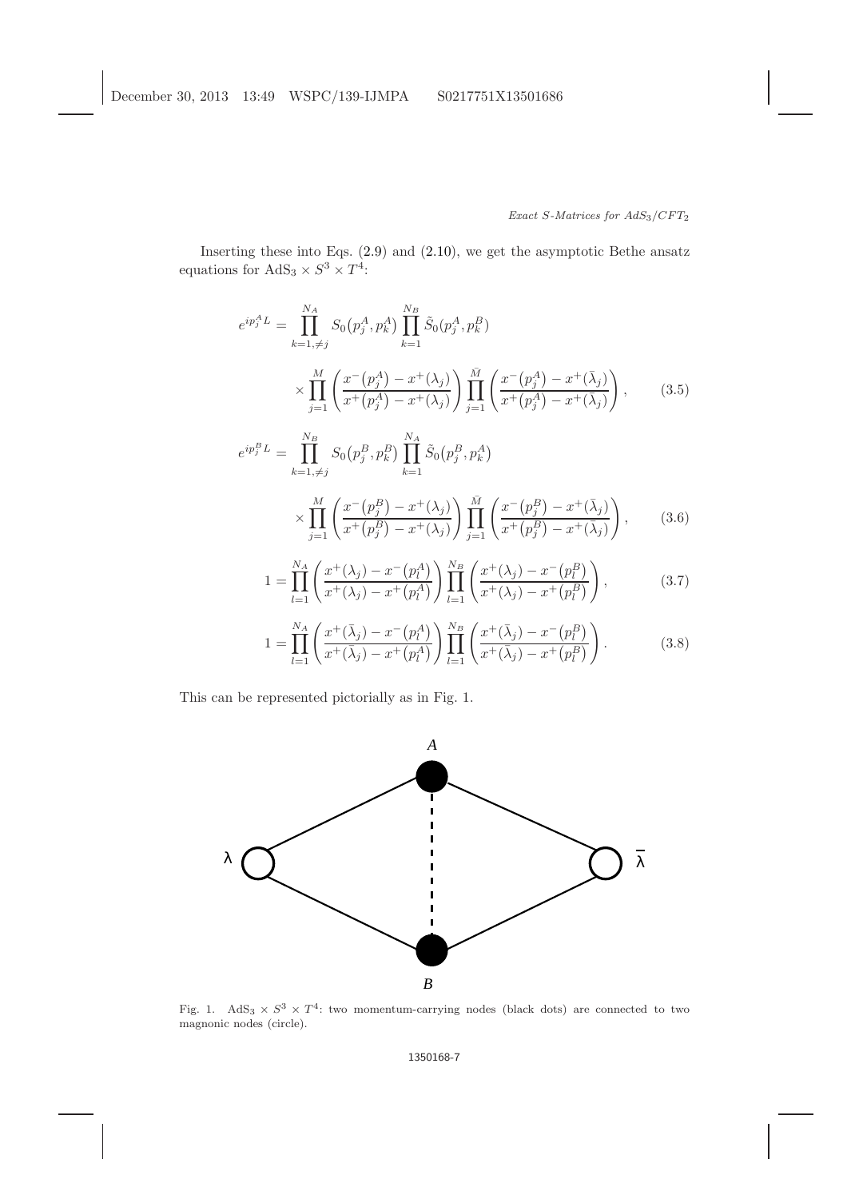Inserting these into Eqs. (2.9) and (2.10), we get the asymptotic Bethe ansatz equations for $\mathrm{AdS}_3 \times S^3 \times T^4$:

$$
e^{ip_j^A L} = \prod_{k=1,\neq j}^{N_A} S_0(p_j^A, p_k^A) \prod_{k=1}^{N_B} \tilde{S}_0(p_j^A, p_k^B) \times \prod_{j=1}^{M} \left( \frac{x^-(p_j^A) - x^+(\lambda_j)}{x^+(p_j^A) - x^+(\lambda_j)} \right) \prod_{j=1}^{\bar{M}} \left( \frac{x^-(p_j^A) - x^+(\bar{\lambda}_j)}{x^+(p_j^A) - x^+(\bar{\lambda}_j)} \right), \tag{3.5}
$$

$$
e^{ip_j^B L} = \prod_{k=1,\neq j}^{N_B} S_0(p_j^B, p_k^B) \prod_{k=1}^{N_A} \tilde{S}_0(p_j^B, p_k^A) \times \prod_{j=1}^{M} \left( \frac{x^-(p_j^B) - x^+(\lambda_j)}{x^+(p_j^B) - x^+(\lambda_j)} \right) \prod_{j=1}^{\bar{M}} \left( \frac{x^-(p_j^B) - x^+(\bar{\lambda}_j)}{x^+(p_j^B) - x^+(\bar{\lambda}_j)} \right), \tag{3.6}
$$

$$
1 = \prod_{l=1}^{N_A} \left( \frac{x^+(\lambda_j) - x^-(p_l^A)}{x^+(\lambda_j) - x^+(p_l^A)} \right) \prod_{l=1}^{N_B} \left( \frac{x^+(\lambda_j) - x^-(p_l^B)}{x^+(\lambda_j) - x^+(p_l^B)} \right), \tag{3.7}
$$

$$
1 = \prod_{l=1}^{N_A} \left( \frac{x^+(\bar{\lambda}_j) - x^-(p_l^A)}{x^+(\bar{\lambda}_j) - x^+(p_l^A)} \right) \prod_{l=1}^{N_B} \left( \frac{x^+(\bar{\lambda}_j) - x^-(p_l^B)}{x^+(\bar{\lambda}_j) - x^+(p_l^B)} \right). \tag{3.8}
$$

This can be represented pictorially as in Fig. 1.

Fig. 1. $\mathrm{AdS}_3 \times S^3 \times T^4$: two momentum-carrying nodes (black dots) are connected to two magnonic nodes (circle).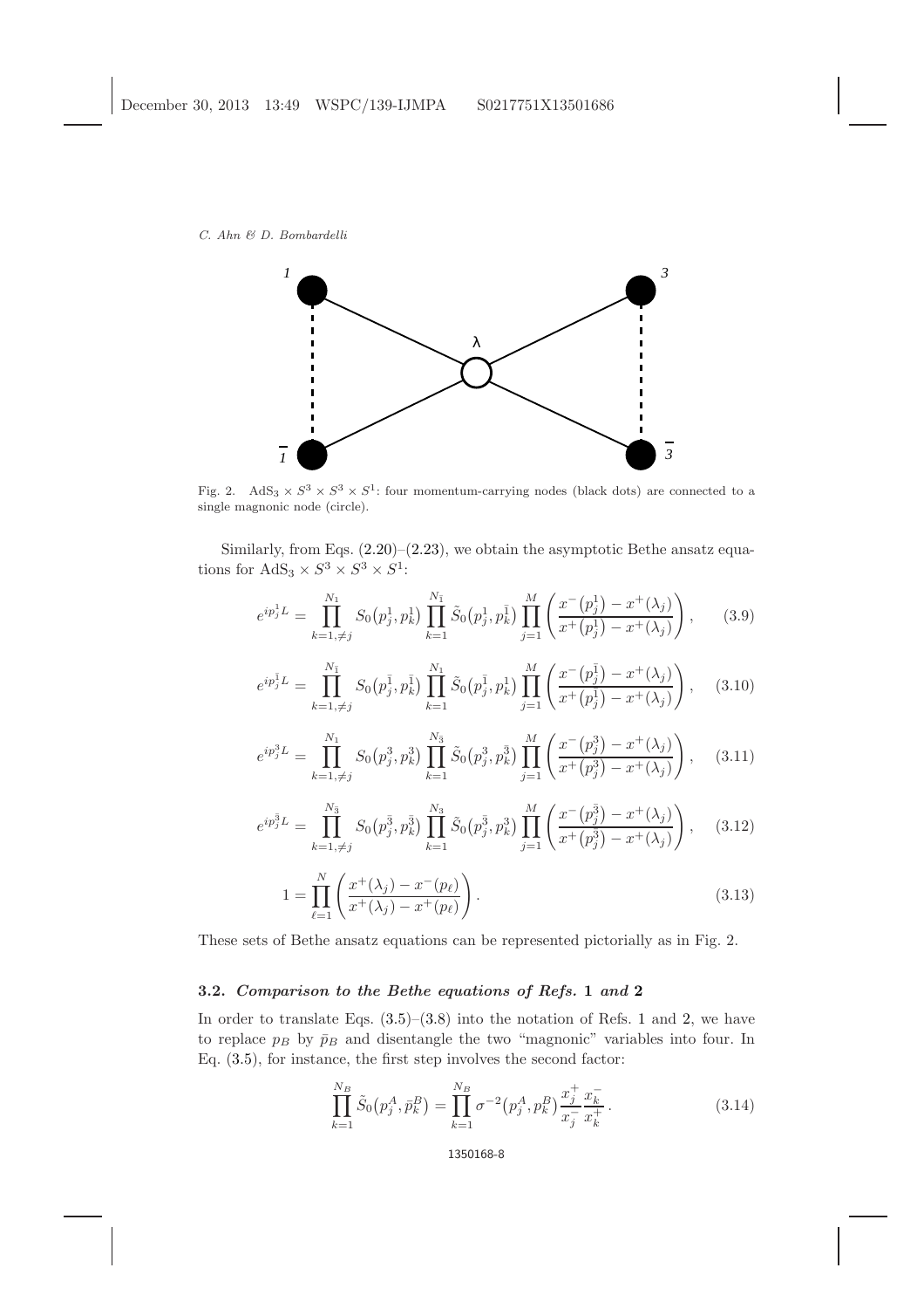Fig. 2. $\mathrm{AdS}_3 \times S^3 \times S^3 \times S^1$: four momentum-carrying nodes (black dots) are connected to a single magnonic node (circle).

Similarly, from Eqs. (2.20)–(2.23), we obtain the asymptotic Bethe ansatz equations for $\mathrm{AdS}_3 \times S^3 \times S^3 \times S^1$:

$$e^{ip_j^1 L} = \prod_{k=1,\neq j}^{N_1} S_0\big(p_j^1, p_k^1\big) \prod_{k=1}^{N_{\bar{1}}} \tilde{S}_0\big(p_j^1, p_k^{\bar{1}}\big) \prod_{j=1}^{M} \left( \frac{x^-\big(p_j^1\big) - x^+(\lambda_j)}{x^+\big(p_j^1\big) - x^+(\lambda_j)} \right), \tag{3.9}$$

$$e^{ip_j^{\bar{1}} L} = \prod_{k=1,\neq j}^{N_{\bar{1}}} S_0\big(p_j^{\bar{1}}, p_k^{\bar{1}}\big) \prod_{k=1}^{N_1} \tilde{S}_0\big(p_j^{\bar{1}}, p_k^1\big) \prod_{j=1}^{M} \left( \frac{x^-\big(p_j^{\bar{1}}\big) - x^+(\lambda_j)}{x^+\big(p_j^{\bar{1}}\big) - x^+(\lambda_j)} \right), \tag{3.10}$$

$$e^{ip_j^3 L} = \prod_{k=1,\neq j}^{N_1} S_0\big(p_j^3, p_k^3\big) \prod_{k=1}^{N_{\bar{3}}} \tilde{S}_0\big(p_j^3, p_k^{\bar{3}}\big) \prod_{j=1}^{M} \left( \frac{x^-\big(p_j^3\big) - x^+(\lambda_j)}{x^+\big(p_j^3\big) - x^+(\lambda_j)} \right), \tag{3.11}$$

$$e^{ip_j^{\bar{3}} L} = \prod_{k=1,\neq j}^{N_{\bar{3}}} S_0\big(p_j^{\bar{3}}, p_k^{\bar{3}}\big) \prod_{k=1}^{N_3} \tilde{S}_0\big(p_j^{\bar{3}}, p_k^3\big) \prod_{j=1}^{M} \left( \frac{x^-\big(p_j^{\bar{3}}\big) - x^+(\lambda_j)}{x^+\big(p_j^{\bar{3}}\big) - x^+(\lambda_j)} \right), \tag{3.12}$$

$$1 = \prod_{\ell=1}^{N} \left( \frac{x^+(\lambda_j) - x^-(p_\ell)}{x^+(\lambda_j) - x^+(p_\ell)} \right). \tag{3.13}$$

These sets of Bethe ansatz equations can be represented pictorially as in Fig. 2.

### 3.2. *Comparison to the Bethe equations of Refs. 1 and 2*

In order to translate Eqs. (3.5)–(3.8) into the notation of Refs. 1 and 2, we have to replace $p_B$ by $\bar{p}_B$ and disentangle the two "magnonic" variables into four. In Eq. (3.5), for instance, the first step involves the second factor:

$$\prod_{k=1}^{N_B} \tilde{S}_0\big(p_j^A, \bar{p}_k^B\big) = \prod_{k=1}^{N_B} \sigma^{-2}\big(p_j^A, p_k^B\big) \frac{x_j^+}{x_j^-} \frac{x_k^-}{x_k^+}. \tag{3.14}$$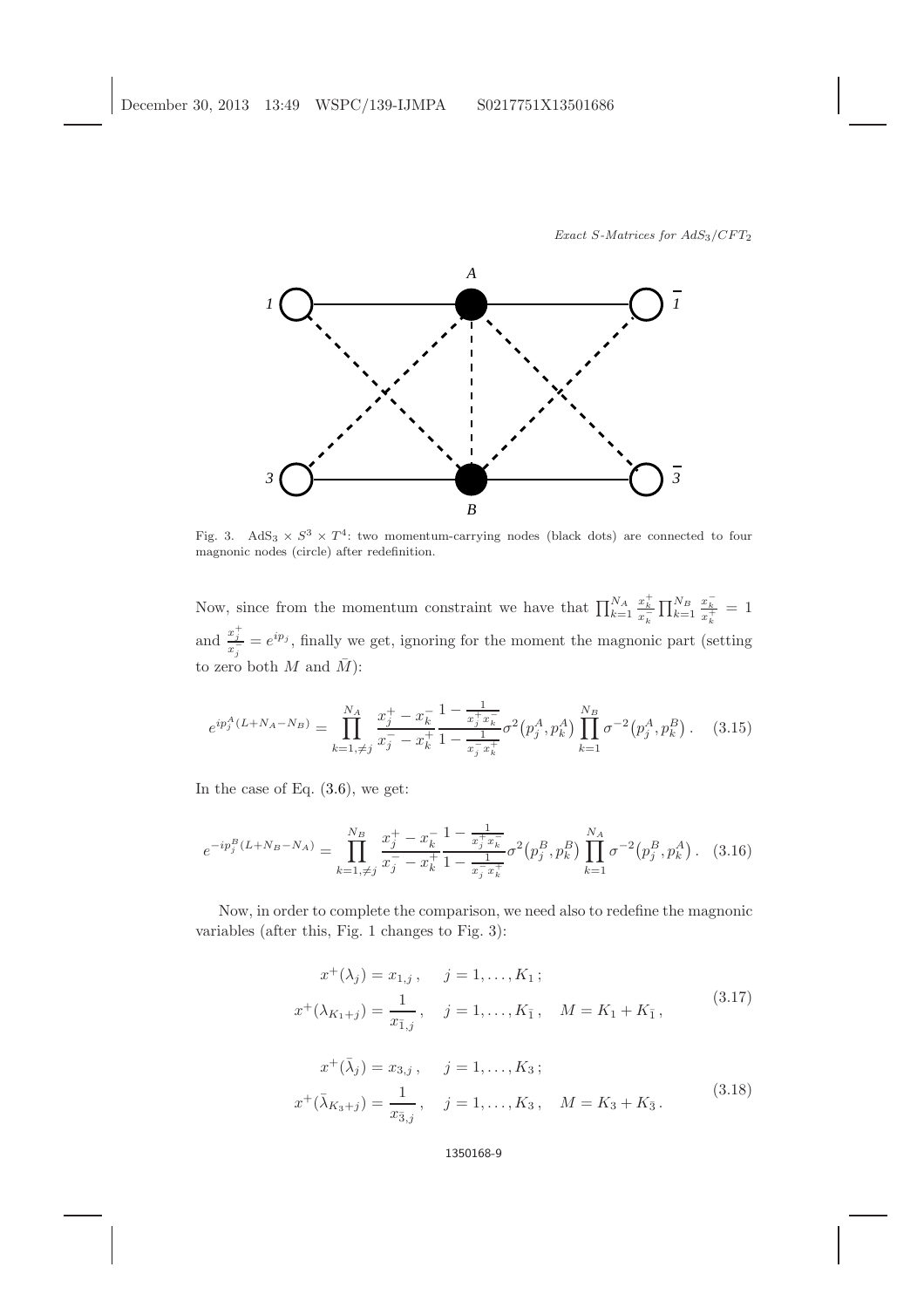Fig. 3. $\mathrm{AdS}_3 \times S^3 \times T^4$: two momentum-carrying nodes (black dots) are connected to four magnonic nodes (circle) after redefinition.

Now, since from the momentum constraint we have that $\prod_{k=1}^{N_A} \frac{x_k^+}{x_k^-} \prod_{k=1}^{N_B} \frac{x_k^-}{x_k^+} = 1$ and $\frac{x_j^+}{x_j^-} = e^{ip_j}$, finally we get, ignoring for the moment the magnonic part (setting to zero both $M$ and $\bar{M}$):

$$e^{ip_j^A(L+N_A-N_B)} = \prod_{k=1,\neq j}^{N_A} \frac{x_j^+ - x_k^-}{x_j^- - x_k^+} \frac{1 - \frac{1}{x_j^+ x_k^-}}{1 - \frac{1}{x_j^- x_k^+}} \sigma^2(p_j^A, p_k^A) \prod_{k=1}^{N_B} \sigma^{-2}(p_j^A, p_k^B) \,. \tag{3.15}$$

In the case of Eq. (3.6), we get:

$$e^{-ip_j^B(L+N_B-N_A)} = \prod_{k=1,\neq j}^{N_B} \frac{x_j^+ - x_k^-}{x_j^- - x_k^+} \frac{1 - \frac{1}{x_j^+ x_k^-}}{1 - \frac{1}{x_j^- x_k^+}} \sigma^2(p_j^B, p_k^B) \prod_{k=1}^{N_A} \sigma^{-2}(p_j^B, p_k^A) \,. \tag{3.16}$$

Now, in order to complete the comparison, we need also to redefine the magnonic variables (after this, Fig. 1 changes to Fig. 3):

$$\begin{aligned} x^+(\lambda_j) &= x_{1,j} \,, \quad j = 1, \ldots, K_1 \,; \\ x^+(\lambda_{K_1+j}) &= \frac{1}{x_{\bar{1},j}} \,, \quad j = 1, \ldots, K_{\bar{1}} \,, \quad M = K_1 + K_{\bar{1}} \,, \end{aligned} \tag{3.17}$$

$$\begin{aligned} x^+(\bar{\lambda}_j) &= x_{3,j} \,, \quad j = 1, \ldots, K_3 \,; \\ x^+(\bar{\lambda}_{K_3+j}) &= \frac{1}{x_{\bar{3},j}} \,, \quad j = 1, \ldots, K_3 \,, \quad M = K_3 + K_{\bar{3}} \,. \end{aligned} \tag{3.18}$$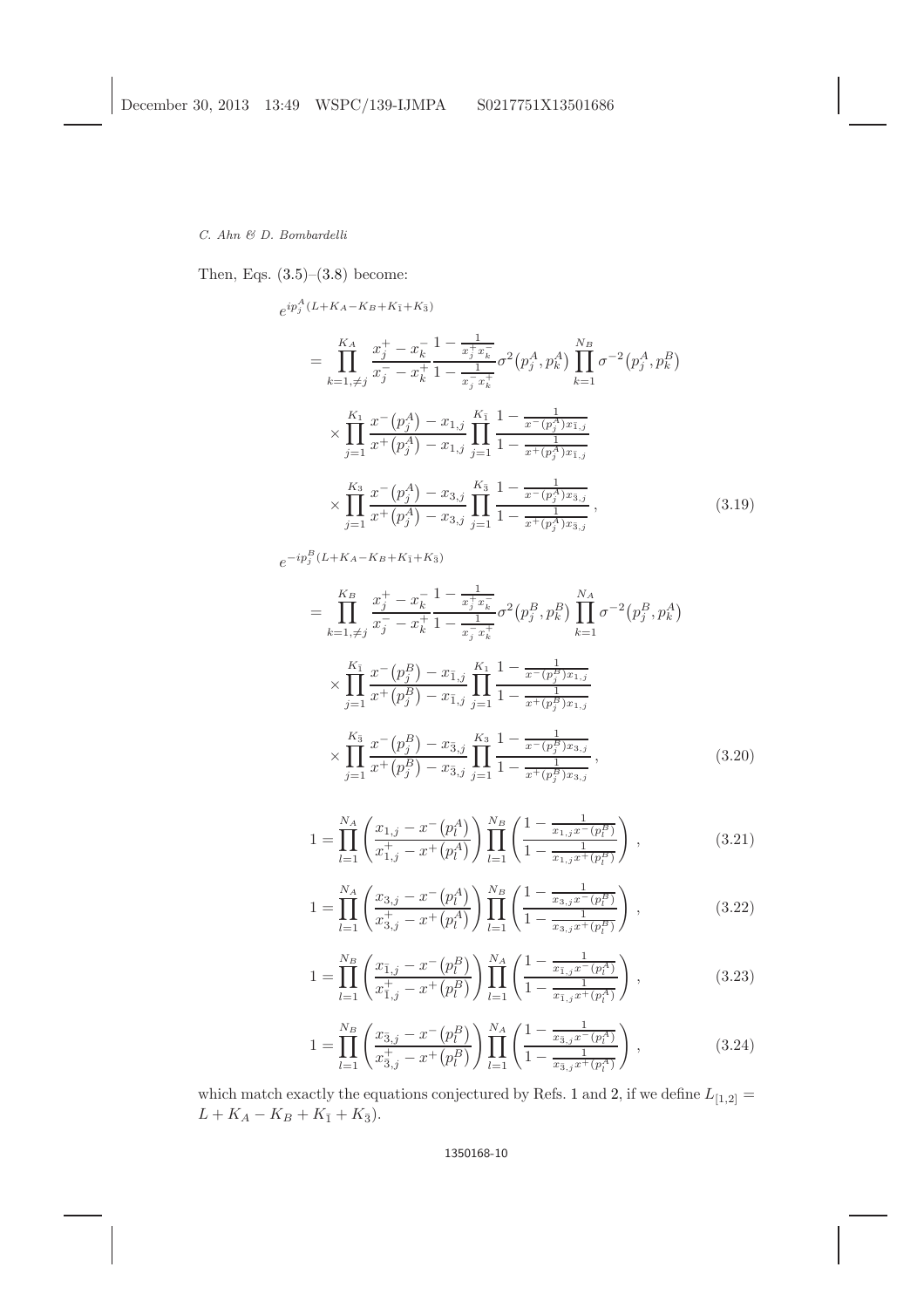Then, Eqs. (3.5)–(3.8) become:

$$
\begin{aligned}
&e^{ip_j^A(L+K_A-K_B+K_{\bar{1}}+K_{\bar{3}})} \\
&= \prod_{k=1,\neq j}^{K_A} \frac{x_j^+ - x_k^-}{x_j^- - x_k^+} \frac{1-\frac{1}{x_j^+ x_k^-}}{1-\frac{1}{x_j^- x_k^+}} \sigma^2\big(p_j^A, p_k^A\big) \prod_{k=1}^{N_B} \sigma^{-2}\big(p_j^A, p_k^B\big) \\
&\quad \times \prod_{j=1}^{K_1} \frac{x^-\big(p_j^A\big) - x_{1,j}}{x^+\big(p_j^A\big) - x_{1,j}} \prod_{j=1}^{K_{\bar{1}}} \frac{1-\frac{1}{x^-(p_j^A) x_{\bar{1},j}}}{1-\frac{1}{x^+(p_j^A) x_{\bar{1},j}}} \\
&\quad \times \prod_{j=1}^{K_3} \frac{x^-\big(p_j^A\big) - x_{3,j}}{x^+\big(p_j^A\big) - x_{3,j}} \prod_{j=1}^{K_{\bar{3}}} \frac{1-\frac{1}{x^-(p_j^A) x_{\bar{3},j}}}{1-\frac{1}{x^+(p_j^A) x_{\bar{3},j}}}\,,
\end{aligned} \tag{3.19}
$$

$$
\begin{aligned}
&e^{-ip_j^B(L+K_A-K_B+K_{\bar{1}}+K_{\bar{3}})} \\
&= \prod_{k=1,\neq j}^{K_B} \frac{x_j^+ - x_k^-}{x_j^- - x_k^+} \frac{1-\frac{1}{x_j^+ x_k^-}}{1-\frac{1}{x_j^- x_k^+}} \sigma^2\big(p_j^B, p_k^B\big) \prod_{k=1}^{N_A} \sigma^{-2}\big(p_j^B, p_k^A\big) \\
&\quad \times \prod_{j=1}^{K_{\bar{1}}} \frac{x^-\big(p_j^B\big) - x_{\bar{1},j}}{x^+\big(p_j^B\big) - x_{\bar{1},j}} \prod_{j=1}^{K_1} \frac{1-\frac{1}{x^-(p_j^B) x_{1,j}}}{1-\frac{1}{x^+(p_j^B) x_{1,j}}} \\
&\quad \times \prod_{j=1}^{K_{\bar{3}}} \frac{x^-\big(p_j^B\big) - x_{\bar{3},j}}{x^+\big(p_j^B\big) - x_{\bar{3},j}} \prod_{j=1}^{K_3} \frac{1-\frac{1}{x^-(p_j^B) x_{3,j}}}{1-\frac{1}{x^+(p_j^B) x_{3,j}}}\,,
\end{aligned} \tag{3.20}
$$

$$
1 = \prod_{l=1}^{N_A} \left( \frac{x_{1,j} - x^-\big(p_l^A\big)}{x_{1,j}^+ - x^+\big(p_l^A\big)} \right) \prod_{l=1}^{N_B} \left( \frac{1-\frac{1}{x_{1,j} x^-(p_l^B)}}{1-\frac{1}{x_{1,j} x^+(p_l^B)}} \right), \tag{3.21}
$$

$$
1 = \prod_{l=1}^{N_A} \left( \frac{x_{3,j} - x^-\big(p_l^A\big)}{x_{3,j}^+ - x^+\big(p_l^A\big)} \right) \prod_{l=1}^{N_B} \left( \frac{1-\frac{1}{x_{3,j} x^-(p_l^B)}}{1-\frac{1}{x_{3,j} x^+(p_l^B)}} \right), \tag{3.22}
$$

$$
1 = \prod_{l=1}^{N_B} \left( \frac{x_{\bar{1},j} - x^-\big(p_l^B\big)}{x_{\bar{1},j}^+ - x^+\big(p_l^B\big)} \right) \prod_{l=1}^{N_A} \left( \frac{1-\frac{1}{x_{\bar{1},j} x^-(p_l^A)}}{1-\frac{1}{x_{\bar{1},j} x^+(p_l^A)}} \right), \tag{3.23}
$$

$$
1 = \prod_{l=1}^{N_B} \left( \frac{x_{\bar{3},j} - x^-\big(p_l^B\big)}{x_{\bar{3},j}^+ - x^+\big(p_l^B\big)} \right) \prod_{l=1}^{N_A} \left( \frac{1-\frac{1}{x_{\bar{3},j} x^-(p_l^A)}}{1-\frac{1}{x_{\bar{3},j} x^+(p_l^A)}} \right), \tag{3.24}
$$

which match exactly the equations conjectured by Refs. 1 and 2, if we define $L_{[1,2]} = L + K_A - K_B + K_{\bar{1}} + K_{\bar{3}})$.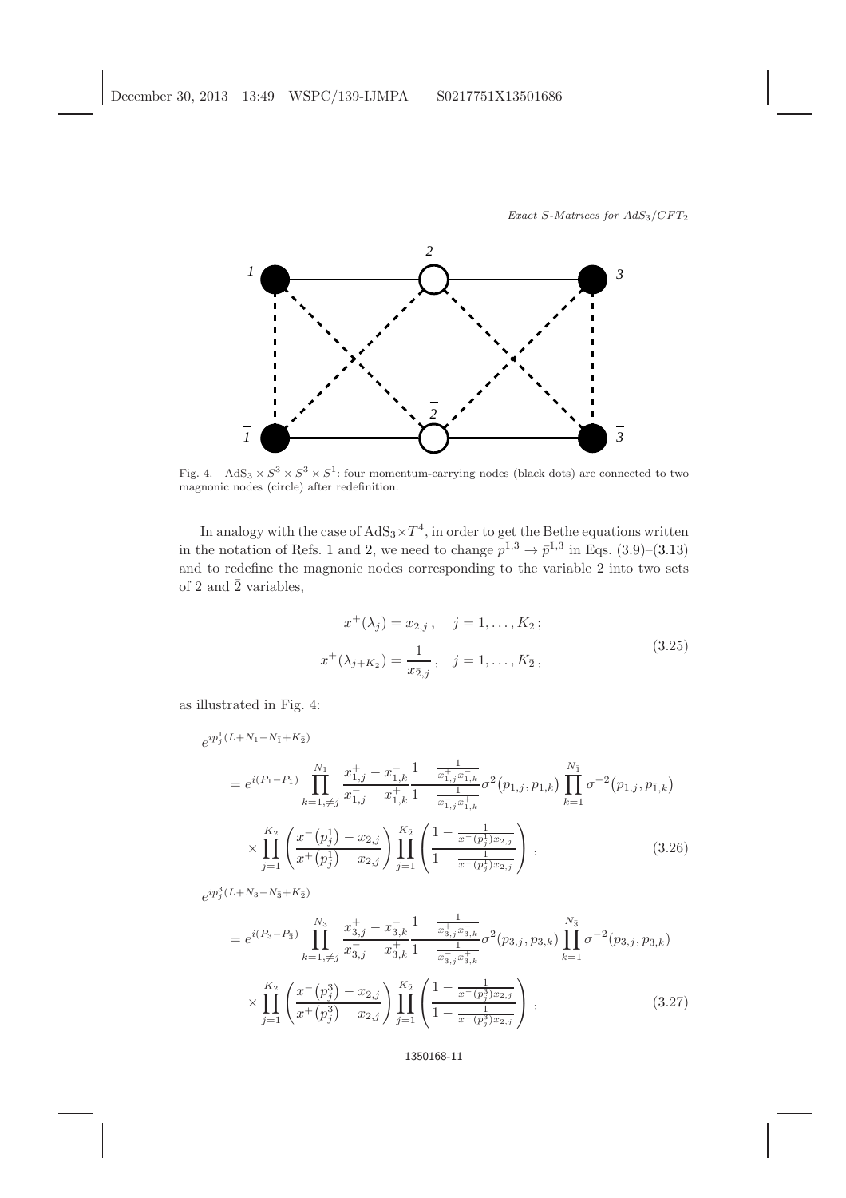Fig. 4. $\mathrm{AdS}_3 \times S^3 \times S^3 \times S^1$: four momentum-carrying nodes (black dots) are connected to two magnonic nodes (circle) after redefinition.

In analogy with the case of $\mathrm{AdS}_3 \times T^4$, in order to get the Bethe equations written in the notation of Refs. 1 and 2, we need to change $p^{\bar{1},\bar{3}} \to \bar{p}^{\bar{1},\bar{3}}$ in Eqs. (3.9)–(3.13) and to redefine the magnonic nodes corresponding to the variable 2 into two sets of 2 and $\bar{2}$ variables,

$$
\begin{aligned}
x^+(\lambda_j) &= x_{2,j}\,, \quad j = 1, \ldots, K_2\,; \\
x^+(\lambda_{j+K_2}) &= \frac{1}{x_{\bar{2},j}}\,, \quad j = 1, \ldots, K_{\bar{2}}\,,
\end{aligned}
\tag{3.25}
$$

as illustrated in Fig. 4:

$$
\begin{aligned}
&e^{ip_j^1(L+N_1-N_{\bar{1}}+K_{\bar{2}})} \\
&\quad = e^{i(P_1-P_{\bar{1}})} \prod_{k=1,\neq j}^{N_1} \frac{x_{1,j}^+ - x_{1,k}^-}{x_{1,j}^- - x_{1,k}^+} \frac{1 - \frac{1}{x_{1,j}^+ x_{1,k}^-}}{1 - \frac{1}{x_{1,j}^- x_{1,k}^+}} \sigma^2(p_{1,j}, p_{1,k}) \prod_{k=1}^{N_{\bar{1}}} \sigma^{-2}(p_{1,j}, p_{\bar{1},k}) \\
&\qquad \times \prod_{j=1}^{K_2} \left( \frac{x^-(p_j^1) - x_{2,j}}{x^+(p_j^1) - x_{2,j}} \right) \prod_{j=1}^{K_{\bar{2}}} \left( \frac{1 - \frac{1}{x^-(p_j^1) x_{2,j}}}{1 - \frac{1}{x^-(p_j^1) x_{2,j}}} \right),
\end{aligned}
\tag{3.26}
$$

$$
\begin{aligned}
&e^{ip_j^3(L+N_3-N_{\bar{3}}+K_{\bar{2}})} \\
&\quad = e^{i(P_3-P_{\bar{3}})} \prod_{k=1,\neq j}^{N_3} \frac{x_{3,j}^+ - x_{3,k}^-}{x_{3,j}^- - x_{3,k}^+} \frac{1 - \frac{1}{x_{3,j}^+ x_{3,k}^-}}{1 - \frac{1}{x_{3,j}^- x_{3,k}^+}} \sigma^2(p_{3,j}, p_{3,k}) \prod_{k=1}^{N_{\bar{3}}} \sigma^{-2}(p_{3,j}, p_{\bar{3},k}) \\
&\qquad \times \prod_{j=1}^{K_2} \left( \frac{x^-(p_j^3) - x_{2,j}}{x^+(p_j^3) - x_{2,j}} \right) \prod_{j=1}^{K_{\bar{2}}} \left( \frac{1 - \frac{1}{x^-(p_j^3) x_{2,j}}}{1 - \frac{1}{x^-(p_j^3) x_{2,j}}} \right),
\end{aligned}
\tag{3.27}
$$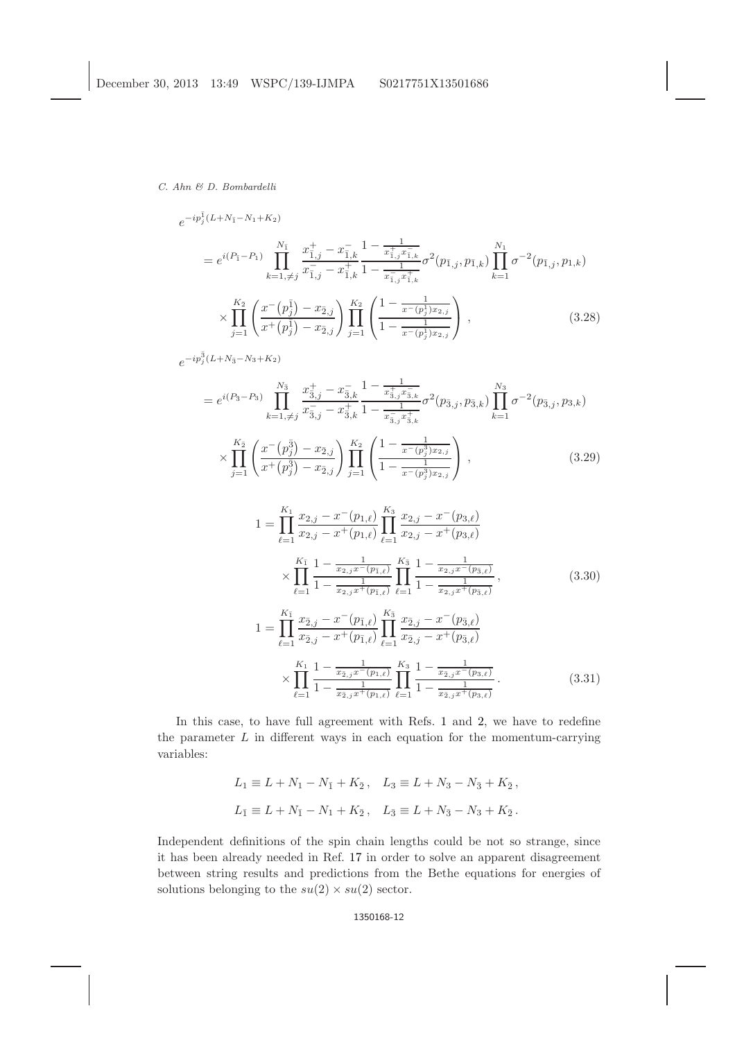$$e^{-ip^{\bar{1}}_j(L+N_{\bar{1}}-N_1+K_{\bar{2}})}$$

$$= e^{i(P_{\bar{1}}-P_1)} \prod_{k=1,\neq j}^{N_{\bar{1}}} \frac{x^+_{\bar{1},j} - x^-_{\bar{1},k}}{x^-_{\bar{1},j} - x^+_{\bar{1},k}} \frac{1 - \frac{1}{x^+_{\bar{1},j} x^-_{\bar{1},k}}}{1 - \frac{1}{x^-_{\bar{1},j} x^+_{\bar{1},k}}} \sigma^2(p_{\bar{1},j}, p_{\bar{1},k}) \prod_{k=1}^{N_1} \sigma^{-2}(p_{\bar{1},j}, p_{1,k})$$

$$\times \prod_{j=1}^{K_{\bar{2}}} \left( \frac{x^-\big(p^{\bar{1}}_j\big) - x_{\bar{2},j}}{x^+\big(p^{\bar{1}}_j\big) - x_{\bar{2},j}} \right) \prod_{j=1}^{K_2} \left( \frac{1 - \frac{1}{x^-(p^1_j) x_{2,j}}}{1 - \frac{1}{x^-(p^1_j) x_{2,j}}} \right), \tag{3.28}$$

$$e^{-ip^{\bar{3}}_j(L+N_{\bar{3}}-N_3+K_{\bar{2}})}$$

$$= e^{i(P_{\bar{3}}-P_3)} \prod_{k=1,\neq j}^{N_{\bar{3}}} \frac{x^+_{\bar{3},j} - x^-_{\bar{3},k}}{x^-_{\bar{3},j} - x^+_{\bar{3},k}} \frac{1 - \frac{1}{x^+_{\bar{3},j} x^-_{\bar{3},k}}}{1 - \frac{1}{x^-_{\bar{3},j} x^+_{\bar{3},k}}} \sigma^2(p_{\bar{3},j}, p_{\bar{3},k}) \prod_{k=1}^{N_3} \sigma^{-2}(p_{\bar{3},j}, p_{3,k})$$

$$\times \prod_{j=1}^{K_{\bar{2}}} \left( \frac{x^-\big(p^{\bar{3}}_j\big) - x_{\bar{2},j}}{x^+\big(p^{\bar{3}}_j\big) - x_{\bar{2},j}} \right) \prod_{j=1}^{K_2} \left( \frac{1 - \frac{1}{x^-(p^3_j) x_{2,j}}}{1 - \frac{1}{x^-(p^3_j) x_{2,j}}} \right), \tag{3.29}$$

$$1 = \prod_{\ell=1}^{K_1} \frac{x_{2,j} - x^-(p_{1,\ell})}{x_{2,j} - x^+(p_{1,\ell})} \prod_{\ell=1}^{K_3} \frac{x_{2,j} - x^-(p_{3,\ell})}{x_{2,j} - x^+(p_{3,\ell})}$$

$$\times \prod_{\ell=1}^{K_{\bar{1}}} \frac{1 - \frac{1}{x_{2,j} x^-(p_{\bar{1},\ell})}}{1 - \frac{1}{x_{2,j} x^+(p_{\bar{1},\ell})}} \prod_{\ell=1}^{K_{\bar{3}}} \frac{1 - \frac{1}{x_{2,j} x^-(p_{\bar{3},\ell})}}{1 - \frac{1}{x_{2,j} x^+(p_{\bar{3},\ell})}}, \tag{3.30}$$

$$1 = \prod_{\ell=1}^{K_{\bar{1}}} \frac{x_{\bar{2},j} - x^-(p_{\bar{1},\ell})}{x_{\bar{2},j} - x^+(p_{\bar{1},\ell})} \prod_{\ell=1}^{K_{\bar{3}}} \frac{x_{\bar{2},j} - x^-(p_{\bar{3},\ell})}{x_{\bar{2},j} - x^+(p_{\bar{3},\ell})}$$

$$\times \prod_{\ell=1}^{K_1} \frac{1 - \frac{1}{x_{\bar{2},j} x^-(p_{1,\ell})}}{1 - \frac{1}{x_{\bar{2},j} x^+(p_{1,\ell})}} \prod_{\ell=1}^{K_3} \frac{1 - \frac{1}{x_{\bar{2},j} x^-(p_{3,\ell})}}{1 - \frac{1}{x_{\bar{2},j} x^+(p_{3,\ell})}}. \tag{3.31}$$

In this case, to have full agreement with Refs. 1 and 2, we have to redefine the parameter $L$ in different ways in each equation for the momentum-carrying variables:

$$L_1 \equiv L + N_1 - N_{\bar{1}} + K_{\bar{2}}, \quad L_3 \equiv L + N_3 - N_{\bar{3}} + K_{\bar{2}},$$

$$L_{\bar{1}} \equiv L + N_{\bar{1}} - N_1 + K_{\bar{2}}, \quad L_{\bar{3}} \equiv L + N_{\bar{3}} - N_3 + K_{\bar{2}}.$$

Independent definitions of the spin chain lengths could be not so strange, since it has been already needed in Ref. 17 in order to solve an apparent disagreement between string results and predictions from the Bethe equations for energies of solutions belonging to the $su(2) \times su(2)$ sector.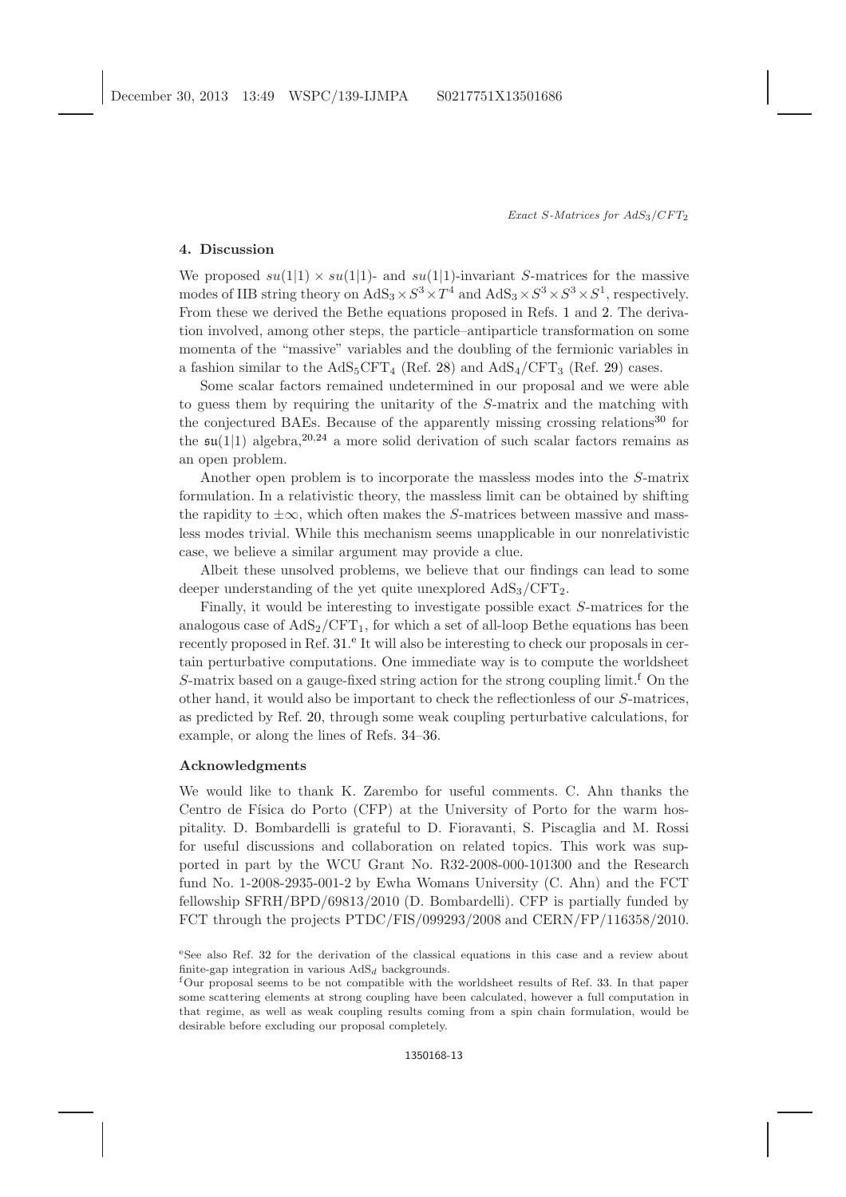## 4. Discussion

We proposed $su(1|1) \times su(1|1)$- and $su(1|1)$-invariant $S$-matrices for the massive modes of IIB string theory on $\mathrm{AdS}_3 \times S^3 \times T^4$ and $\mathrm{AdS}_3 \times S^3 \times S^3 \times S^1$, respectively. From these we derived the Bethe equations proposed in Refs. 1 and 2. The derivation involved, among other steps, the particle–antiparticle transformation on some momenta of the "massive" variables and the doubling of the fermionic variables in a fashion similar to the $\mathrm{AdS}_5\mathrm{CFT}_4$ (Ref. 28) and $\mathrm{AdS}_4/\mathrm{CFT}_3$ (Ref. 29) cases.

Some scalar factors remained undetermined in our proposal and we were able to guess them by requiring the unitarity of the $S$-matrix and the matching with the conjectured BAEs. Because of the apparently missing crossing relations[30] for the $\mathfrak{su}(1|1)$ algebra,[20,24] a more solid derivation of such scalar factors remains as an open problem.

Another open problem is to incorporate the massless modes into the $S$-matrix formulation. In a relativistic theory, the massless limit can be obtained by shifting the rapidity to $\pm\infty$, which often makes the $S$-matrices between massive and massless modes trivial. While this mechanism seems unapplicable in our nonrelativistic case, we believe a similar argument may provide a clue.

Albeit these unsolved problems, we believe that our findings can lead to some deeper understanding of the yet quite unexplored $\mathrm{AdS}_3/\mathrm{CFT}_2$.

Finally, it would be interesting to investigate possible exact $S$-matrices for the analogous case of $\mathrm{AdS}_2/\mathrm{CFT}_1$, for which a set of all-loop Bethe equations has been recently proposed in Ref. 31.[e] It will also be interesting to check our proposals in certain perturbative computations. One immediate way is to compute the worldsheet $S$-matrix based on a gauge-fixed string action for the strong coupling limit.[f] On the other hand, it would also be important to check the reflectionless of our $S$-matrices, as predicted by Ref. 20, through some weak coupling perturbative calculations, for example, or along the lines of Refs. 34–36.

## Acknowledgments

We would like to thank K. Zarembo for useful comments. C. Ahn thanks the Centro de Física do Porto (CFP) at the University of Porto for the warm hospitality. D. Bombardelli is grateful to D. Fioravanti, S. Piscaglia and M. Rossi for useful discussions and collaboration on related topics. This work was supported in part by the WCU Grant No. R32-2008-000-101300 and the Research fund No. 1-2008-2935-001-2 by Ewha Womans University (C. Ahn) and the FCT fellowship SFRH/BPD/69813/2010 (D. Bombardelli). CFP is partially funded by FCT through the projects PTDC/FIS/099293/2008 and CERN/FP/116358/2010.

[e] See also Ref. 32 for the derivation of the classical equations in this case and a review about finite-gap integration in various $\mathrm{AdS}_d$ backgrounds.

[f] Our proposal seems to be not compatible with the worldsheet results of Ref. 33. In that paper some scattering elements at strong coupling have been calculated, however a full computation in that regime, as well as weak coupling results coming from a spin chain formulation, would be desirable before excluding our proposal completely.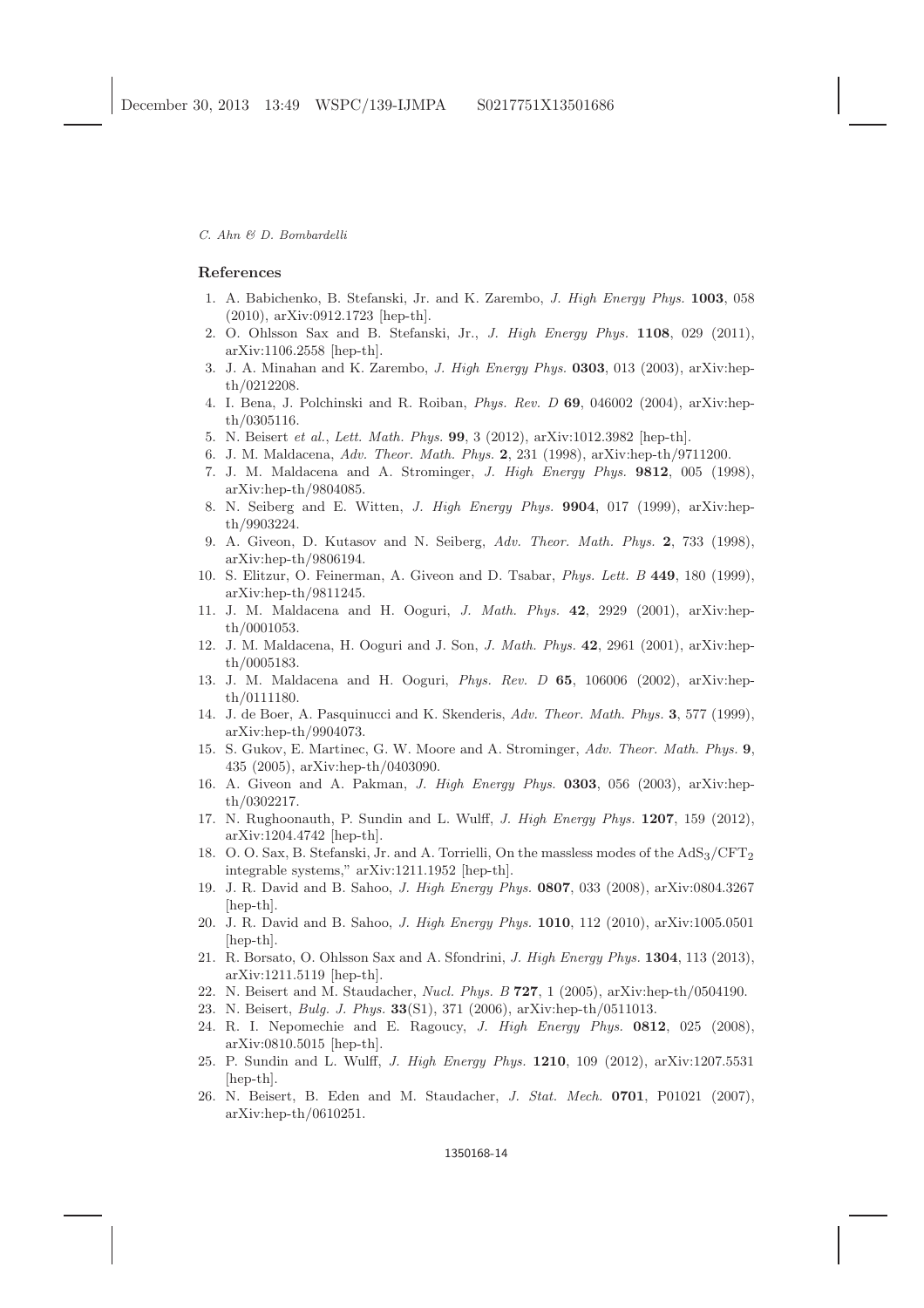## References

1. A. Babichenko, B. Stefanski, Jr. and K. Zarembo, *J. High Energy Phys.* **1003**, 058 (2010), arXiv:0912.1723 [hep-th].
2. O. Ohlsson Sax and B. Stefanski, Jr., *J. High Energy Phys.* **1108**, 029 (2011), arXiv:1106.2558 [hep-th].
3. J. A. Minahan and K. Zarembo, *J. High Energy Phys.* **0303**, 013 (2003), arXiv:hep-th/0212208.
4. I. Bena, J. Polchinski and R. Roiban, *Phys. Rev. D* **69**, 046002 (2004), arXiv:hep-th/0305116.
5. N. Beisert *et al.*, *Lett. Math. Phys.* **99**, 3 (2012), arXiv:1012.3982 [hep-th].
6. J. M. Maldacena, *Adv. Theor. Math. Phys.* **2**, 231 (1998), arXiv:hep-th/9711200.
7. J. M. Maldacena and A. Strominger, *J. High Energy Phys.* **9812**, 005 (1998), arXiv:hep-th/9804085.
8. N. Seiberg and E. Witten, *J. High Energy Phys.* **9904**, 017 (1999), arXiv:hep-th/9903224.
9. A. Giveon, D. Kutasov and N. Seiberg, *Adv. Theor. Math. Phys.* **2**, 733 (1998), arXiv:hep-th/9806194.
10. S. Elitzur, O. Feinerman, A. Giveon and D. Tsabar, *Phys. Lett. B* **449**, 180 (1999), arXiv:hep-th/9811245.
11. J. M. Maldacena and H. Ooguri, *J. Math. Phys.* **42**, 2929 (2001), arXiv:hep-th/0001053.
12. J. M. Maldacena, H. Ooguri and J. Son, *J. Math. Phys.* **42**, 2961 (2001), arXiv:hep-th/0005183.
13. J. M. Maldacena and H. Ooguri, *Phys. Rev. D* **65**, 106006 (2002), arXiv:hep-th/0111180.
14. J. de Boer, A. Pasquinucci and K. Skenderis, *Adv. Theor. Math. Phys.* **3**, 577 (1999), arXiv:hep-th/9904073.
15. S. Gukov, E. Martinec, G. W. Moore and A. Strominger, *Adv. Theor. Math. Phys.* **9**, 435 (2005), arXiv:hep-th/0403090.
16. A. Giveon and A. Pakman, *J. High Energy Phys.* **0303**, 056 (2003), arXiv:hep-th/0302217.
17. N. Rughoonauth, P. Sundin and L. Wulff, *J. High Energy Phys.* **1207**, 159 (2012), arXiv:1204.4742 [hep-th].
18. O. O. Sax, B. Stefanski, Jr. and A. Torrielli, On the massless modes of the $\mathrm{AdS}_3/\mathrm{CFT}_2$ integrable systems," arXiv:1211.1952 [hep-th].
19. J. R. David and B. Sahoo, *J. High Energy Phys.* **0807**, 033 (2008), arXiv:0804.3267 [hep-th].
20. J. R. David and B. Sahoo, *J. High Energy Phys.* **1010**, 112 (2010), arXiv:1005.0501 [hep-th].
21. R. Borsato, O. Ohlsson Sax and A. Sfondrini, *J. High Energy Phys.* **1304**, 113 (2013), arXiv:1211.5119 [hep-th].
22. N. Beisert and M. Staudacher, *Nucl. Phys. B* **727**, 1 (2005), arXiv:hep-th/0504190.
23. N. Beisert, *Bulg. J. Phys.* **33**(S1), 371 (2006), arXiv:hep-th/0511013.
24. R. I. Nepomechie and E. Ragoucy, *J. High Energy Phys.* **0812**, 025 (2008), arXiv:0810.5015 [hep-th].
25. P. Sundin and L. Wulff, *J. High Energy Phys.* **1210**, 109 (2012), arXiv:1207.5531 [hep-th].
26. N. Beisert, B. Eden and M. Staudacher, *J. Stat. Mech.* **0701**, P01021 (2007), arXiv:hep-th/0610251.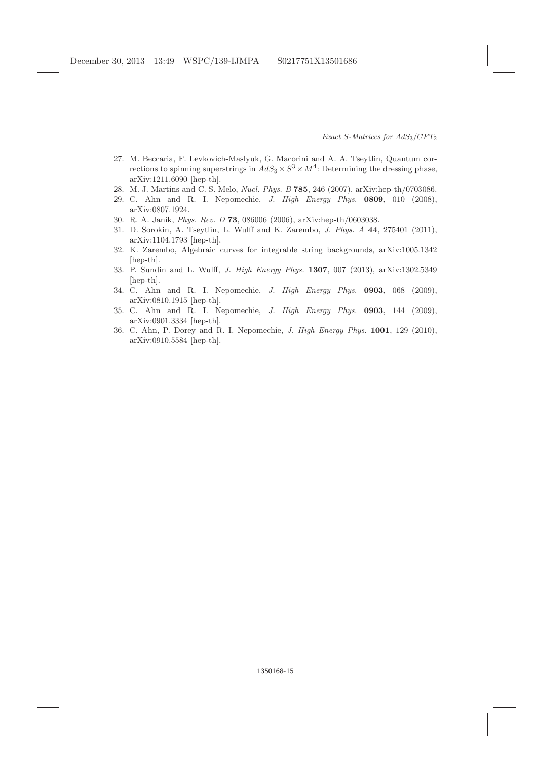27. M. Beccaria, F. Levkovich-Maslyuk, G. Macorini and A. A. Tseytlin, Quantum corrections to spinning superstrings in $AdS_3 \times S^3 \times M^4$: Determining the dressing phase, arXiv:1211.6090 [hep-th].
28. M. J. Martins and C. S. Melo, *Nucl. Phys. B* **785**, 246 (2007), arXiv:hep-th/0703086.
29. C. Ahn and R. I. Nepomechie, *J. High Energy Phys.* **0809**, 010 (2008), arXiv:0807.1924.
30. R. A. Janik, *Phys. Rev. D* **73**, 086006 (2006), arXiv:hep-th/0603038.
31. D. Sorokin, A. Tseytlin, L. Wulff and K. Zarembo, *J. Phys. A* **44**, 275401 (2011), arXiv:1104.1793 [hep-th].
32. K. Zarembo, Algebraic curves for integrable string backgrounds, arXiv:1005.1342 [hep-th].
33. P. Sundin and L. Wulff, *J. High Energy Phys.* **1307**, 007 (2013), arXiv:1302.5349 [hep-th].
34. C. Ahn and R. I. Nepomechie, *J. High Energy Phys.* **0903**, 068 (2009), arXiv:0810.1915 [hep-th].
35. C. Ahn and R. I. Nepomechie, *J. High Energy Phys.* **0903**, 144 (2009), arXiv:0901.3334 [hep-th].
36. C. Ahn, P. Dorey and R. I. Nepomechie, *J. High Energy Phys.* **1001**, 129 (2010), arXiv:0910.5584 [hep-th].